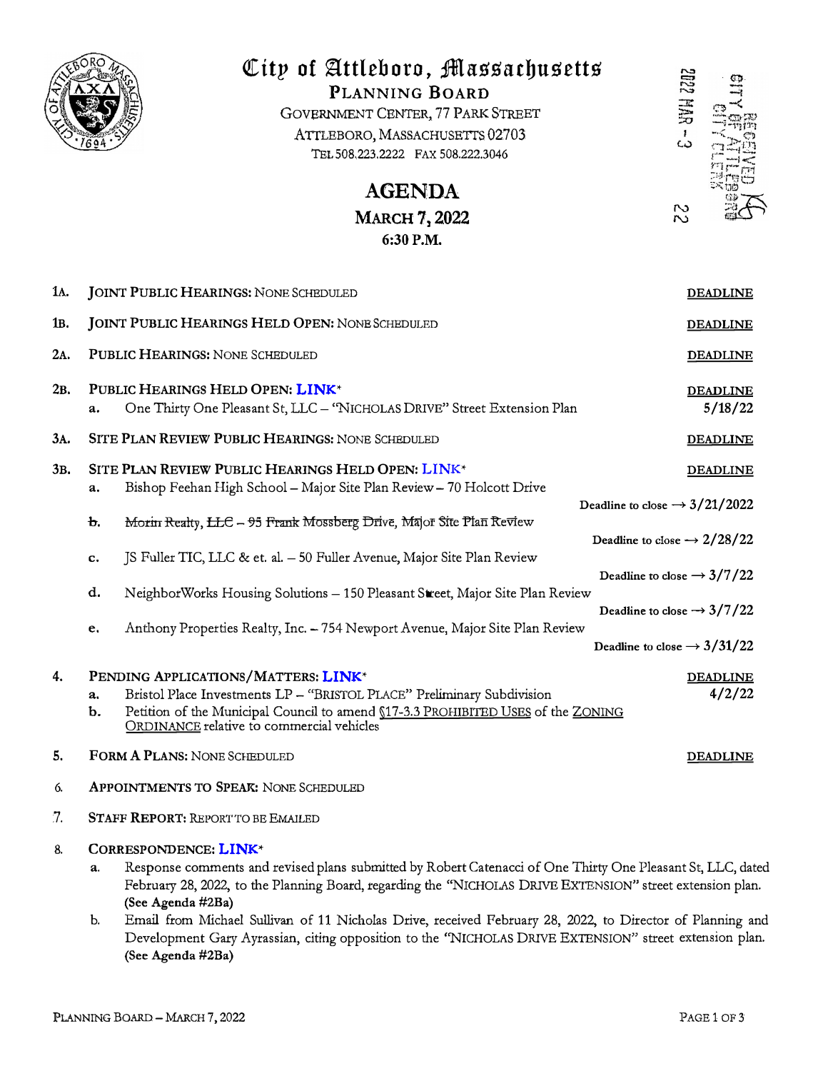# City of Attleboro, Massachusetts

**PLANNING BOARD**

GOVERNMENT CENTER, 77 PARK STREET
ATTLEBORO, MASSACHUSETTS 02703
TEL 508.223.2222 FAX 508.222.3046

RECEIVED CITY OF ATTLEBORO CITY CLERK 2022 MAR -3 22

## AGENDA

### MARCH 7, 2022
### 6:30 P.M.

**1A. JOINT PUBLIC HEARINGS:** NONE SCHEDULED — **DEADLINE**

**1B. JOINT PUBLIC HEARINGS HELD OPEN:** NONE SCHEDULED — **DEADLINE**

**2A. PUBLIC HEARINGS:** NONE SCHEDULED — **DEADLINE**

**2B. PUBLIC HEARINGS HELD OPEN: LINK*** — **DEADLINE**

- **a.** One Thirty One Pleasant St, LLC – "NICHOLAS DRIVE" Street Extension Plan — 5/18/22

**3A. SITE PLAN REVIEW PUBLIC HEARINGS:** NONE SCHEDULED — **DEADLINE**

**3B. SITE PLAN REVIEW PUBLIC HEARINGS HELD OPEN: LINK*** — **DEADLINE**

- **a.** Bishop Feehan High School – Major Site Plan Review – 70 Holcott Drive — **Deadline to close → 3/21/2022**
- **b.** ~~Morin Realty, LLC – 95 Frank Mossberg Drive, Major Site Plan Review~~ — **Deadline to close → 2/28/22**
- **c.** JS Fuller TIC, LLC & et. al. – 50 Fuller Avenue, Major Site Plan Review — **Deadline to close → 3/7/22**
- **d.** NeighborWorks Housing Solutions – 150 Pleasant Street, Major Site Plan Review — **Deadline to close → 3/7/22**
- **e.** Anthony Properties Realty, Inc. – 754 Newport Avenue, Major Site Plan Review — **Deadline to close → 3/31/22**

**4. PENDING APPLICATIONS/MATTERS: LINK*** — **DEADLINE**

- **a.** Bristol Place Investments LP – "BRISTOL PLACE" Preliminary Subdivision — 4/2/22
- **b.** Petition of the Municipal Council to amend §17-3.3 PROHIBITED USES of the ZONING ORDINANCE relative to commercial vehicles

**5. FORM A PLANS:** NONE SCHEDULED — **DEADLINE**

**6. APPOINTMENTS TO SPEAK:** NONE SCHEDULED

**7. STAFF REPORT:** REPORT TO BE EMAILED

**8. CORRESPONDENCE: LINK***

- **a.** Response comments and revised plans submitted by Robert Catenacci of One Thirty One Pleasant St, LLC, dated February 28, 2022, to the Planning Board, regarding the "NICHOLAS DRIVE EXTENSION" street extension plan. **(See Agenda #2Ba)**
- **b.** Email from Michael Sullivan of 11 Nicholas Drive, received February 28, 2022, to Director of Planning and Development Gary Ayrassian, citing opposition to the "NICHOLAS DRIVE EXTENSION" street extension plan. **(See Agenda #2Ba)**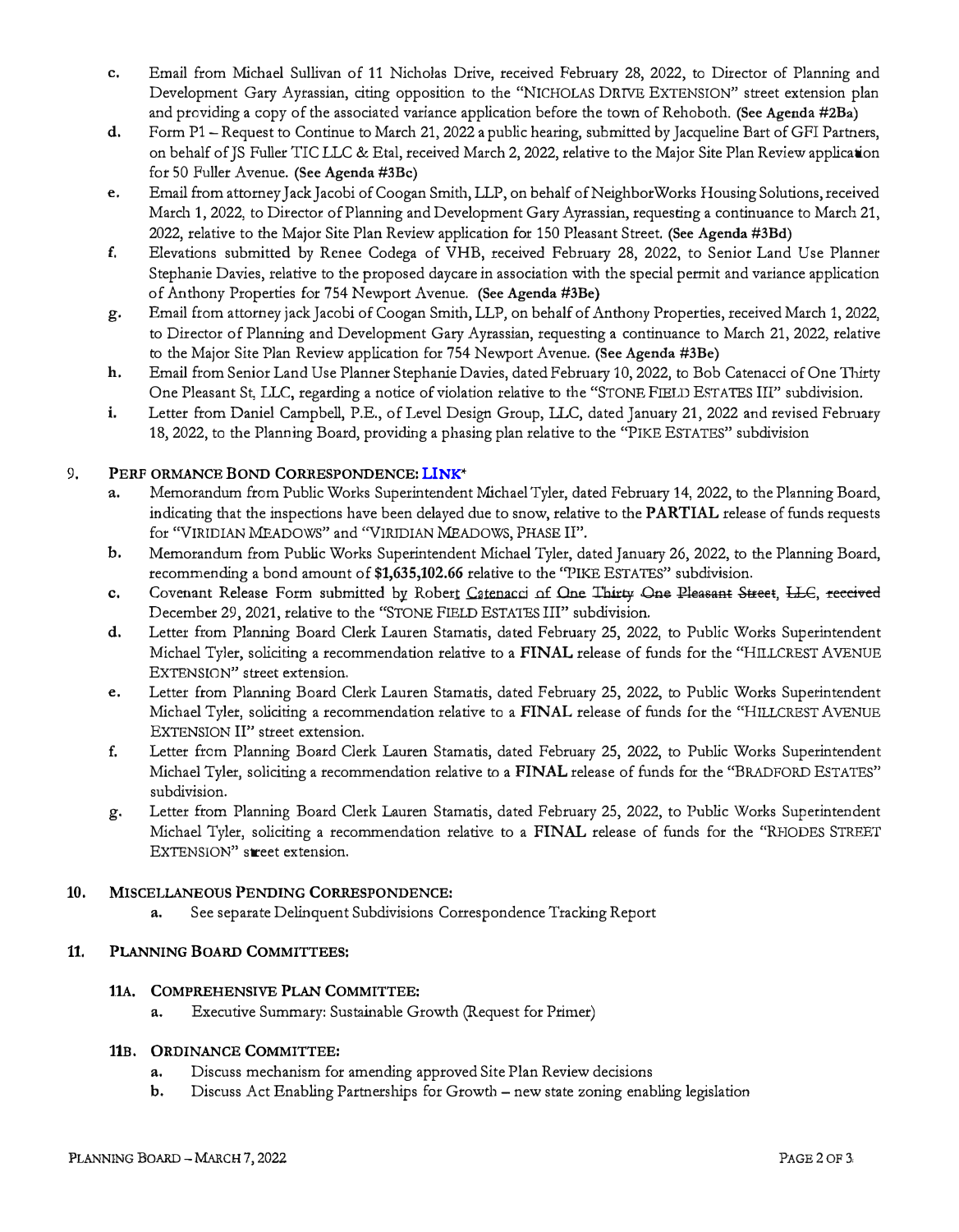c. Email from Michael Sullivan of 11 Nicholas Drive, received February 28, 2022, to Director of Planning and Development Gary Ayrassian, citing opposition to the "NICHOLAS DRIVE EXTENSION" street extension plan and providing a copy of the associated variance application before the town of Rehoboth. **(See Agenda #2Ba)**

d. Form P1 – Request to Continue to March 21, 2022 a public hearing, submitted by Jacqueline Bart of GFI Partners, on behalf of JS Fuller TIC LLC & Etal, received March 2, 2022, relative to the Major Site Plan Review application for 50 Fuller Avenue. **(See Agenda #3Bc)**

e. Email from attorney Jack Jacobi of Coogan Smith, LLP, on behalf of NeighborWorks Housing Solutions, received March 1, 2022, to Director of Planning and Development Gary Ayrassian, requesting a continuance to March 21, 2022, relative to the Major Site Plan Review application for 150 Pleasant Street. **(See Agenda #3Bd)**

f. Elevations submitted by Renee Codega of VHB, received February 28, 2022, to Senior Land Use Planner Stephanie Davies, relative to the proposed daycare in association with the special permit and variance application of Anthony Properties for 754 Newport Avenue. **(See Agenda #3Be)**

g. Email from attorney jack Jacobi of Coogan Smith, LLP, on behalf of Anthony Properties, received March 1, 2022, to Director of Planning and Development Gary Ayrassian, requesting a continuance to March 21, 2022, relative to the Major Site Plan Review application for 754 Newport Avenue. **(See Agenda #3Be)**

h. Email from Senior Land Use Planner Stephanie Davies, dated February 10, 2022, to Bob Catenacci of One Thirty One Pleasant St, LLC, regarding a notice of violation relative to the "STONE FIELD ESTATES III" subdivision.

i. Letter from Daniel Campbell, P.E., of Level Design Group, LLC, dated January 21, 2022 and revised February 18, 2022, to the Planning Board, providing a phasing plan relative to the "PIKE ESTATES" subdivision

## 9. PERFORMANCE BOND CORRESPONDENCE: LINK*

a. Memorandum from Public Works Superintendent Michael Tyler, dated February 14, 2022, to the Planning Board, indicating that the inspections have been delayed due to snow, relative to the **PARTIAL** release of funds requests for "VIRIDIAN MEADOWS" and "VIRIDIAN MEADOWS, PHASE II".

b. Memorandum from Public Works Superintendent Michael Tyler, dated January 26, 2022, to the Planning Board, recommending a bond amount of **$1,635,102.66** relative to the "PIKE ESTATES" subdivision.

c. Covenant Release Form submitted by Robert Catenacci of One Thirty One Pleasant Street, LLC, received December 29, 2021, relative to the "STONE FIELD ESTATES III" subdivision.

d. Letter from Planning Board Clerk Lauren Stamatis, dated February 25, 2022, to Public Works Superintendent Michael Tyler, soliciting a recommendation relative to a **FINAL** release of funds for the "HILLCREST AVENUE EXTENSION" street extension.

e. Letter from Planning Board Clerk Lauren Stamatis, dated February 25, 2022, to Public Works Superintendent Michael Tyler, soliciting a recommendation relative to a **FINAL** release of funds for the "HILLCREST AVENUE EXTENSION II" street extension.

f. Letter from Planning Board Clerk Lauren Stamatis, dated February 25, 2022, to Public Works Superintendent Michael Tyler, soliciting a recommendation relative to a **FINAL** release of funds for the "BRADFORD ESTATES" subdivision.

g. Letter from Planning Board Clerk Lauren Stamatis, dated February 25, 2022, to Public Works Superintendent Michael Tyler, soliciting a recommendation relative to a **FINAL** release of funds for the "RHODES STREET EXTENSION" street extension.

## 10. MISCELLANEOUS PENDING CORRESPONDENCE:

a. See separate Delinquent Subdivisions Correspondence Tracking Report

## 11. PLANNING BOARD COMMITTEES:

### 11A. COMPREHENSIVE PLAN COMMITTEE:

a. Executive Summary: Sustainable Growth (Request for Primer)

### 11B. ORDINANCE COMMITTEE:

a. Discuss mechanism for amending approved Site Plan Review decisions

b. Discuss Act Enabling Partnerships for Growth – new state zoning enabling legislation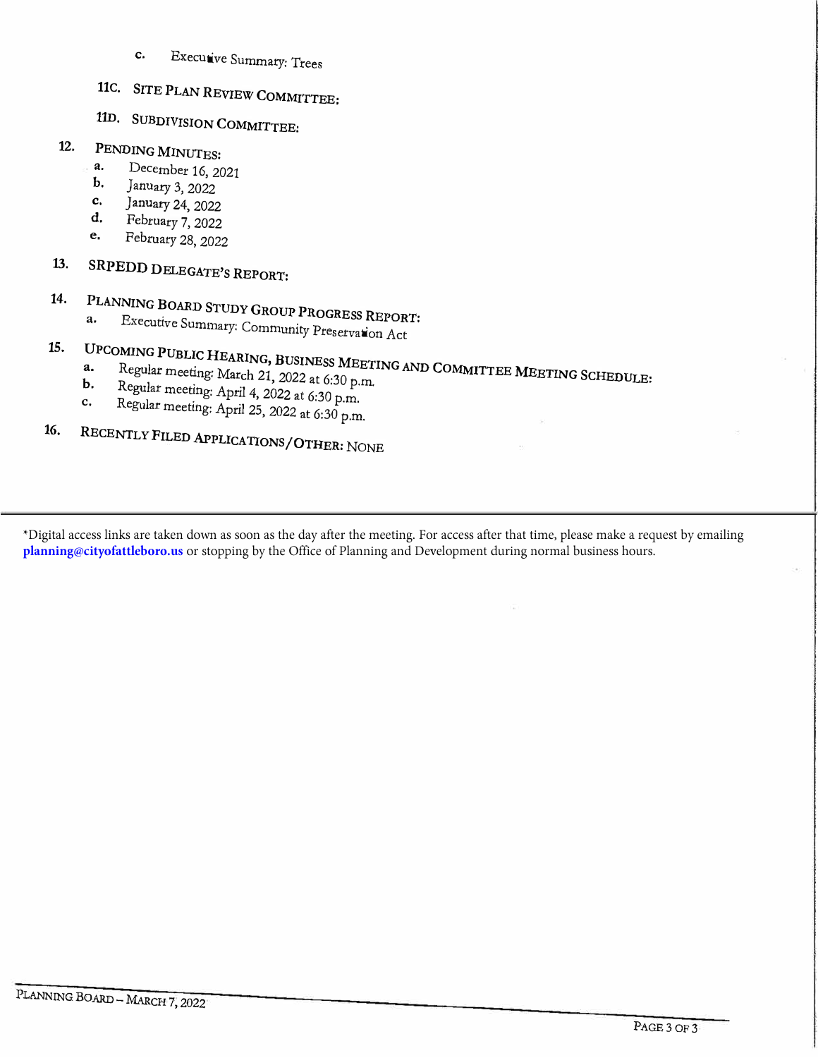c. Executive Summary: Trees

11C. SITE PLAN REVIEW COMMITTEE:

11D. SUBDIVISION COMMITTEE:

12. PENDING MINUTES:
   a. December 16, 2021
   b. January 3, 2022
   c. January 24, 2022
   d. February 7, 2022
   e. February 28, 2022

13. SRPEDD DELEGATE'S REPORT:

14. PLANNING BOARD STUDY GROUP PROGRESS REPORT:
   a. Executive Summary: Community Preservation Act

15. UPCOMING PUBLIC HEARING, BUSINESS MEETING AND COMMITTEE MEETING SCHEDULE:
   a. Regular meeting: March 21, 2022 at 6:30 p.m.
   b. Regular meeting: April 4, 2022 at 6:30 p.m.
   c. Regular meeting: April 25, 2022 at 6:30 p.m.

16. RECENTLY FILED APPLICATIONS/OTHER: NONE

---

*Digital access links are taken down as soon as the day after the meeting. For access after that time, please make a request by emailing **planning@cityofattleboro.us** or stopping by the Office of Planning and Development during normal business hours.